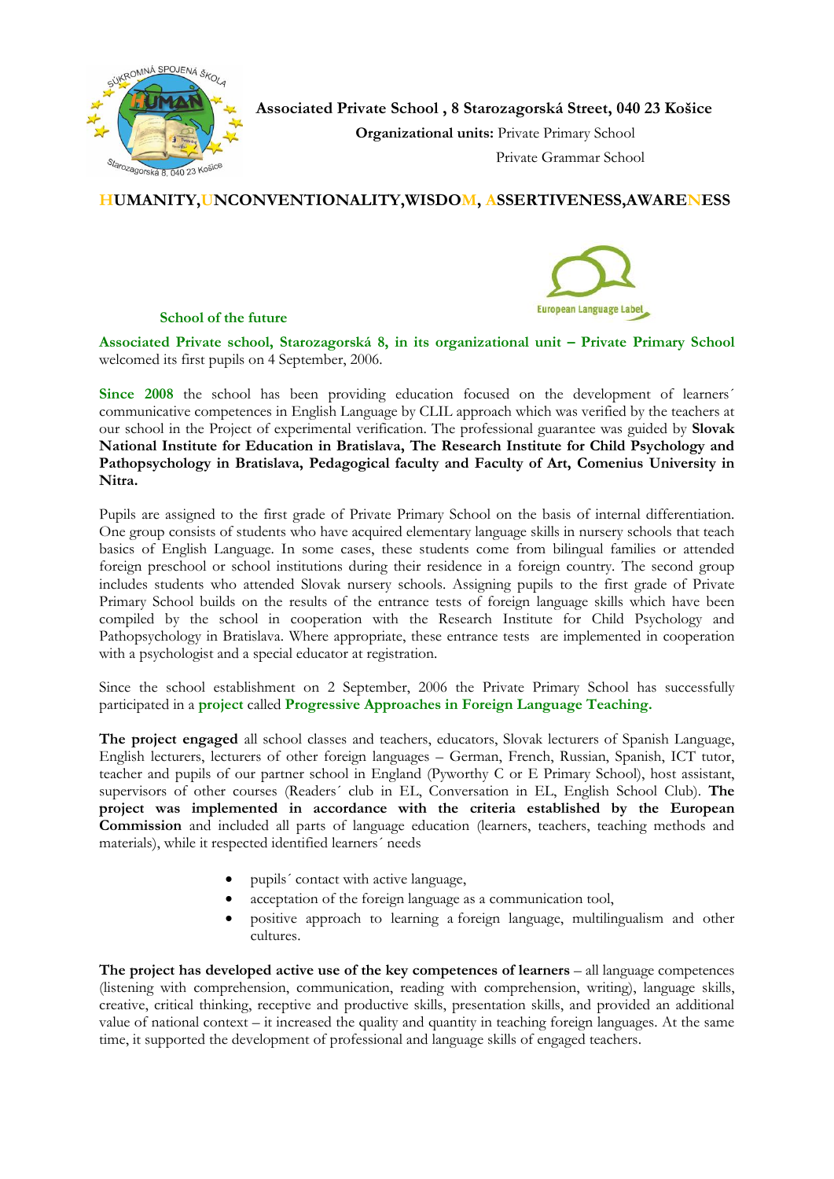**Associated Private School , 8 Starozagorská Street, 040 23 Košice**

**Organizational units:** Private Primary School
Private Grammar School

**HUMANITY,UNCONVENTIONALITY,WISDOM, ASSERTIVENESS,AWARENESS**

**School of the future**

**Associated Private school, Starozagorská 8, in its organizational unit – Private Primary School** welcomed its first pupils on 4 September, 2006.

**Since 2008** the school has been providing education focused on the development of learners´ communicative competences in English Language by CLIL approach which was verified by the teachers at our school in the Project of experimental verification. The professional guarantee was guided by **Slovak National Institute for Education in Bratislava, The Research Institute for Child Psychology and Pathopsychology in Bratislava, Pedagogical faculty and Faculty of Art, Comenius University in Nitra.**

Pupils are assigned to the first grade of Private Primary School on the basis of internal differentiation. One group consists of students who have acquired elementary language skills in nursery schools that teach basics of English Language. In some cases, these students come from bilingual families or attended foreign preschool or school institutions during their residence in a foreign country. The second group includes students who attended Slovak nursery schools. Assigning pupils to the first grade of Private Primary School builds on the results of the entrance tests of foreign language skills which have been compiled by the school in cooperation with the Research Institute for Child Psychology and Pathopsychology in Bratislava. Where appropriate, these entrance tests are implemented in cooperation with a psychologist and a special educator at registration.

Since the school establishment on 2 September, 2006 the Private Primary School has successfully participated in a **project** called **Progressive Approaches in Foreign Language Teaching.**

**The project engaged** all school classes and teachers, educators, Slovak lecturers of Spanish Language, English lecturers, lecturers of other foreign languages – German, French, Russian, Spanish, ICT tutor, teacher and pupils of our partner school in England (Pyworthy C or E Primary School), host assistant, supervisors of other courses (Readers´ club in EL, Conversation in EL, English School Club). **The project was implemented in accordance with the criteria established by the European Commission** and included all parts of language education (learners, teachers, teaching methods and materials), while it respected identified learners´ needs

- pupils´ contact with active language,
- acceptation of the foreign language as a communication tool,
- positive approach to learning a foreign language, multilingualism and other cultures.

**The project has developed active use of the key competences of learners** – all language competences (listening with comprehension, communication, reading with comprehension, writing), language skills, creative, critical thinking, receptive and productive skills, presentation skills, and provided an additional value of national context – it increased the quality and quantity in teaching foreign languages. At the same time, it supported the development of professional and language skills of engaged teachers.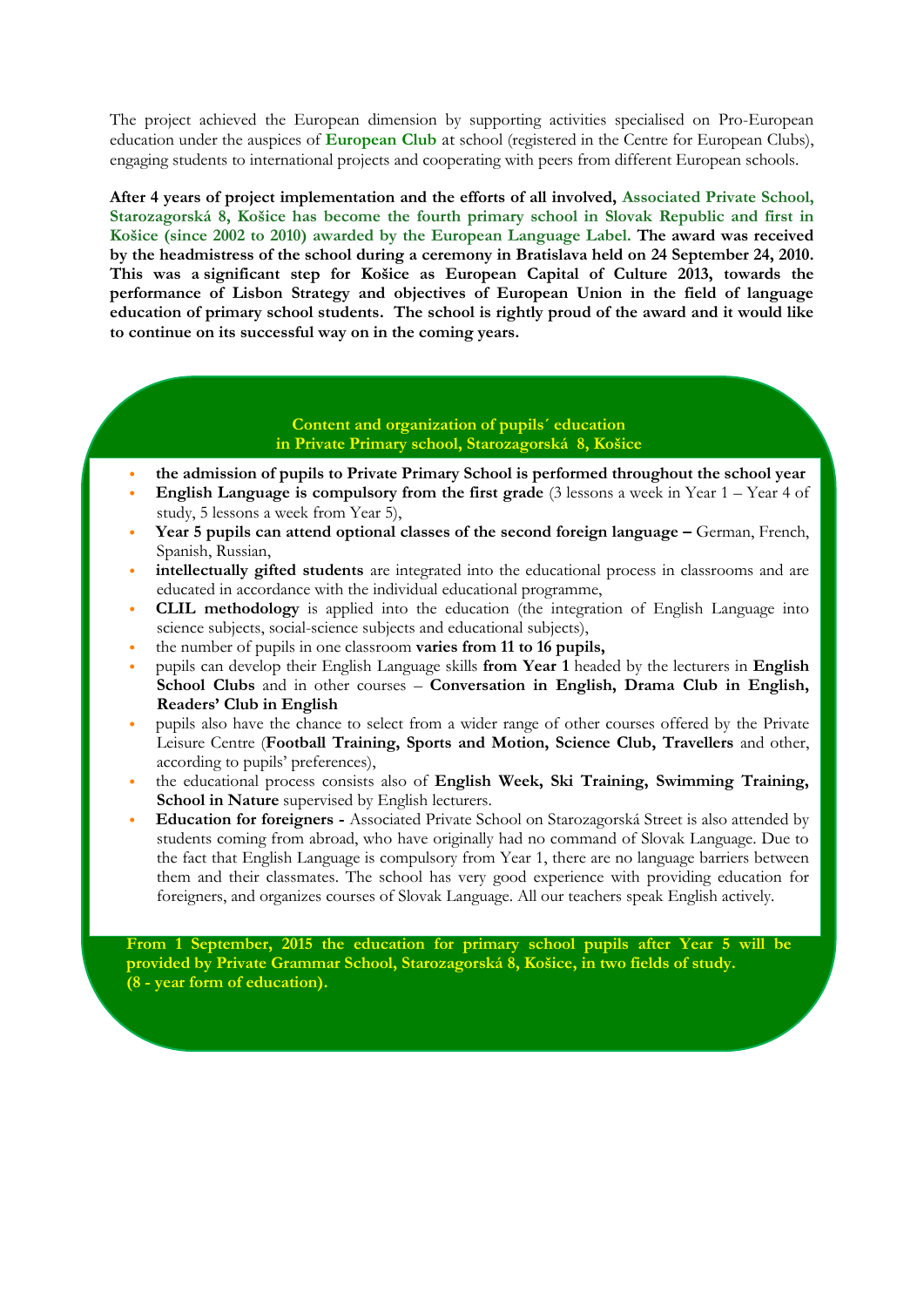The project achieved the European dimension by supporting activities specialised on Pro-European education under the auspices of **European Club** at school (registered in the Centre for European Clubs), engaging students to international projects and cooperating with peers from different European schools.

**After 4 years of project implementation and the efforts of all involved, Associated Private School, Starozagorská 8, Košice has become the fourth primary school in Slovak Republic and first in Košice (since 2002 to 2010) awarded by the European Language Label. The award was received by the headmistress of the school during a ceremony in Bratislava held on 24 September 24, 2010. This was a significant step for Košice as European Capital of Culture 2013, towards the performance of Lisbon Strategy and objectives of European Union in the field of language education of primary school students. The school is rightly proud of the award and it would like to continue on its successful way on in the coming years.**

## Content and organization of pupils´ education in Private Primary school, Starozagorská 8, Košice

- **the admission of pupils to Private Primary School is performed throughout the school year**
- **English Language is compulsory from the first grade** (3 lessons a week in Year 1 – Year 4 of study, 5 lessons a week from Year 5),
- **Year 5 pupils can attend optional classes of the second foreign language –** German, French, Spanish, Russian,
- **intellectually gifted students** are integrated into the educational process in classrooms and are educated in accordance with the individual educational programme,
- **CLIL methodology** is applied into the education (the integration of English Language into science subjects, social-science subjects and educational subjects),
- the number of pupils in one classroom **varies from 11 to 16 pupils,**
- pupils can develop their English Language skills **from Year 1** headed by the lecturers in **English School Clubs** and in other courses – **Conversation in English, Drama Club in English, Readers' Club in English**
- pupils also have the chance to select from a wider range of other courses offered by the Private Leisure Centre (**Football Training, Sports and Motion, Science Club, Travellers** and other, according to pupils' preferences),
- the educational process consists also of **English Week, Ski Training, Swimming Training, School in Nature** supervised by English lecturers.
- **Education for foreigners -** Associated Private School on Starozagorská Street is also attended by students coming from abroad, who have originally had no command of Slovak Language. Due to the fact that English Language is compulsory from Year 1, there are no language barriers between them and their classmates. The school has very good experience with providing education for foreigners, and organizes courses of Slovak Language. All our teachers speak English actively.

**From 1 September, 2015 the education for primary school pupils after Year 5 will be provided by Private Grammar School, Starozagorská 8, Košice, in two fields of study. (8 - year form of education).**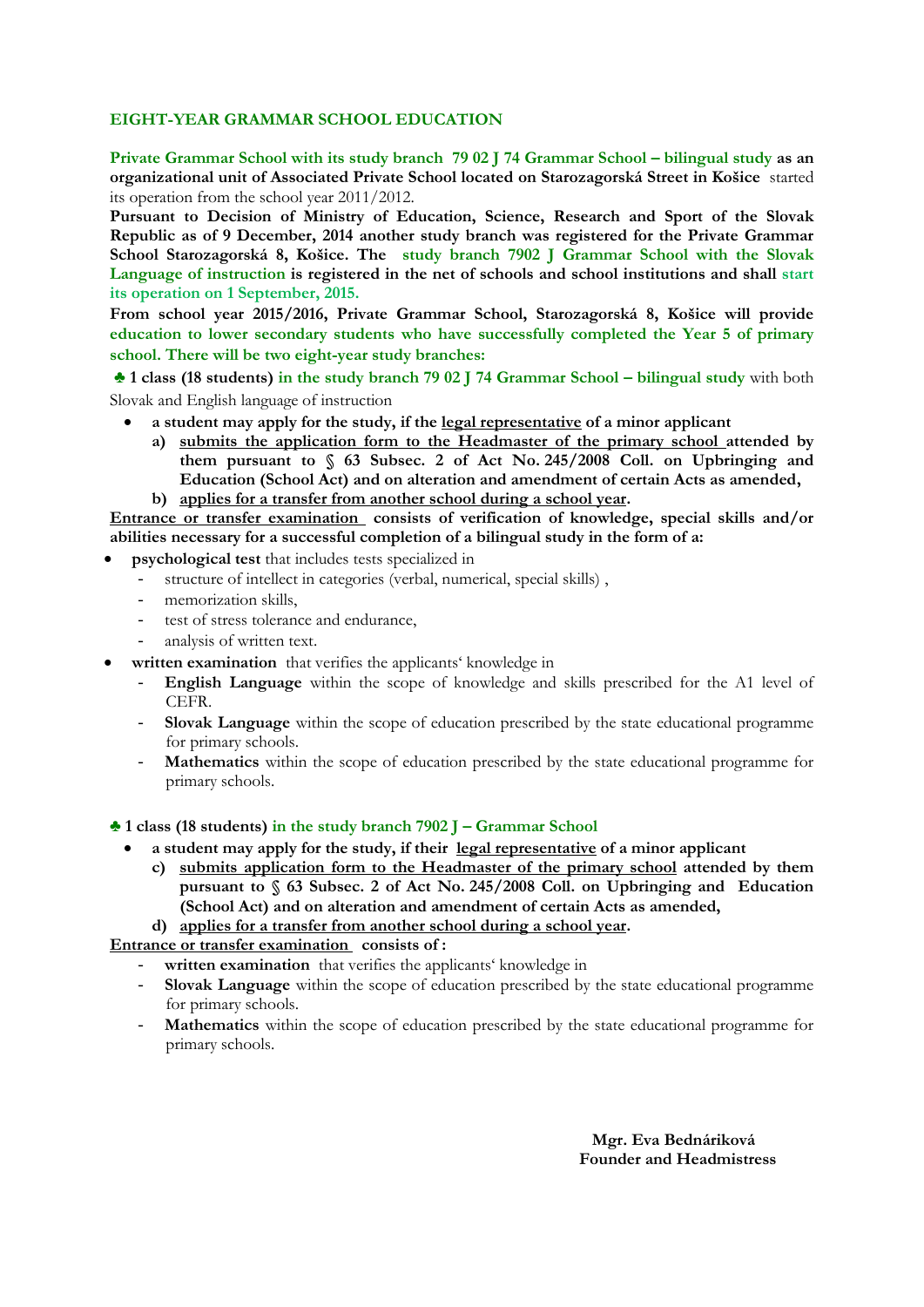## EIGHT-YEAR GRAMMAR SCHOOL EDUCATION

**Private Grammar School with its study branch 79 02 J 74 Grammar School – bilingual study as an organizational unit of Associated Private School located on Starozagorská Street in Košice** started its operation from the school year 2011/2012.

**Pursuant to Decision of Ministry of Education, Science, Research and Sport of the Slovak Republic as of 9 December, 2014 another study branch was registered for the Private Grammar School Starozagorská 8, Košice. The study branch 7902 J Grammar School with the Slovak Language of instruction is registered in the net of schools and school institutions and shall start its operation on 1 September, 2015.**

**From school year 2015/2016, Private Grammar School, Starozagorská 8, Košice will provide education to lower secondary students who have successfully completed the Year 5 of primary school. There will be two eight-year study branches:**

♣ **1 class (18 students) in the study branch 79 02 J 74 Grammar School – bilingual study** with both Slovak and English language of instruction

- **a student may apply for the study, if the <u>legal representative</u> of a minor applicant**
  - **a) <u>submits the application form to the Headmaster of the primary school</u> attended by them pursuant to § 63 Subsec. 2 of Act No. 245/2008 Coll. on Upbringing and Education (School Act) and on alteration and amendment of certain Acts as amended,**
  - **b) <u>applies for a transfer from another school during a school year</u>.**

**<u>Entrance or transfer examination</u> consists of verification of knowledge, special skills and/or abilities necessary for a successful completion of a bilingual study in the form of a:**

- **psychological test** that includes tests specialized in
  - structure of intellect in categories (verbal, numerical, special skills) ,
  - memorization skills,
  - test of stress tolerance and endurance,
  - analysis of written text.
- **written examination** that verifies the applicants' knowledge in
  - **English Language** within the scope of knowledge and skills prescribed for the A1 level of CEFR.
  - **Slovak Language** within the scope of education prescribed by the state educational programme for primary schools.
  - **Mathematics** within the scope of education prescribed by the state educational programme for primary schools.

♣ **1 class (18 students) in the study branch 7902 J – Grammar School**

- **a student may apply for the study, if their <u>legal representative</u> of a minor applicant**
  - **c) <u>submits application form to the Headmaster of the primary school</u> attended by them pursuant to § 63 Subsec. 2 of Act No. 245/2008 Coll. on Upbringing and Education (School Act) and on alteration and amendment of certain Acts as amended,**
  - **d) <u>applies for a transfer from another school during a school year</u>.**

**<u>Entrance or transfer examination</u> consists of :**

- **written examination** that verifies the applicants' knowledge in
- **Slovak Language** within the scope of education prescribed by the state educational programme for primary schools.
- **Mathematics** within the scope of education prescribed by the state educational programme for primary schools.

**Mgr. Eva Bednáriková**
**Founder and Headmistress**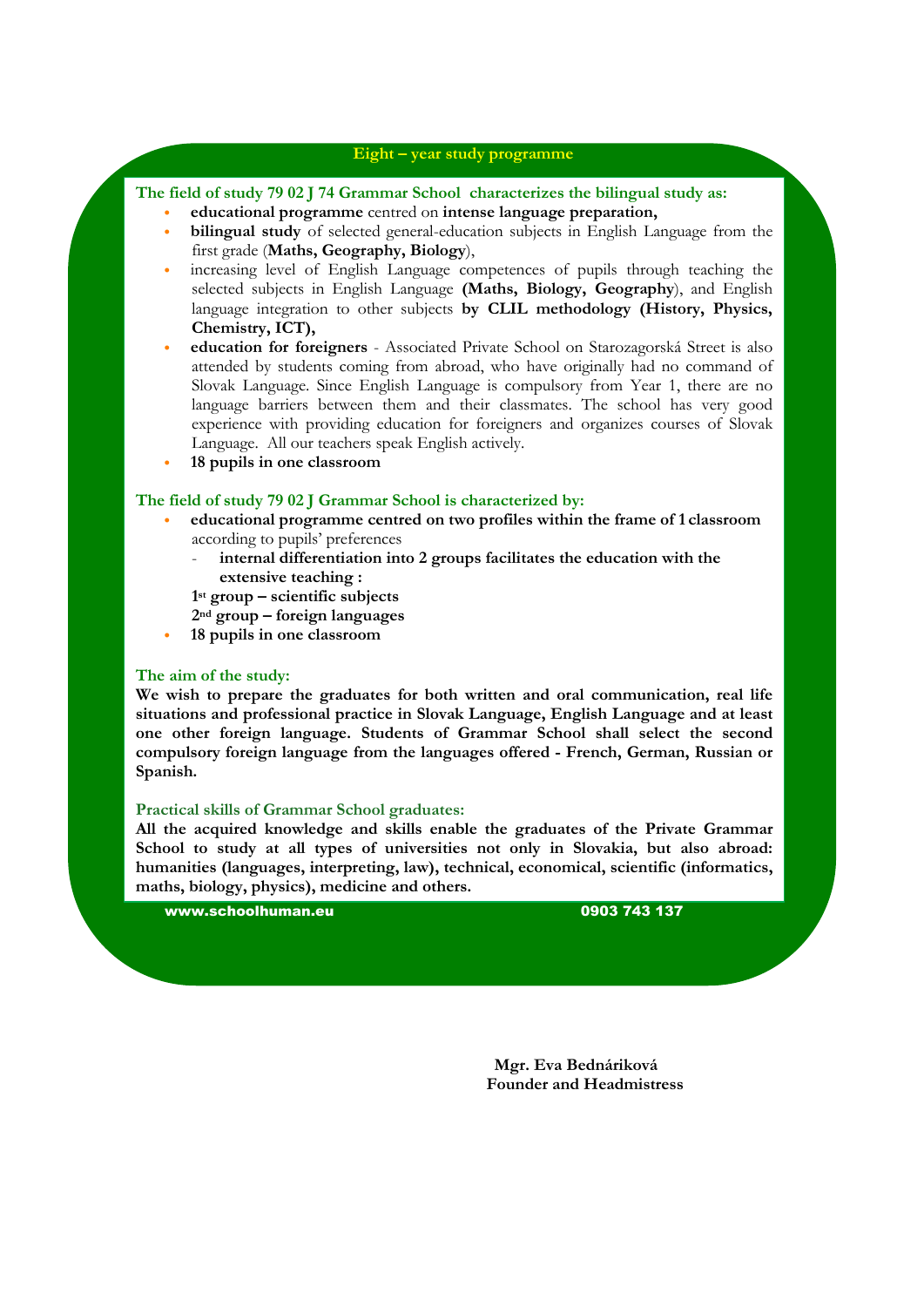## Eight – year study programme

**The field of study 79 02 J 74 Grammar School characterizes the bilingual study as:**

- **educational programme** centred on **intense language preparation,**
- **bilingual study** of selected general-education subjects in English Language from the first grade (**Maths, Geography, Biology**),
- increasing level of English Language competences of pupils through teaching the selected subjects in English Language **(Maths, Biology, Geography**), and English language integration to other subjects **by CLIL methodology (History, Physics, Chemistry, ICT),**
- **education for foreigners** - Associated Private School on Starozagorská Street is also attended by students coming from abroad, who have originally had no command of Slovak Language. Since English Language is compulsory from Year 1, there are no language barriers between them and their classmates. The school has very good experience with providing education for foreigners and organizes courses of Slovak Language. All our teachers speak English actively.
- **18 pupils in one classroom**

**The field of study 79 02 J Grammar School is characterized by:**

- **educational programme centred on two profiles within the frame of 1 classroom** according to pupils' preferences
  - **internal differentiation into 2 groups facilitates the education with the extensive teaching :**

  **1st group – scientific subjects**

  **2nd group – foreign languages**
- **18 pupils in one classroom**

**The aim of the study:**

**We wish to prepare the graduates for both written and oral communication, real life situations and professional practice in Slovak Language, English Language and at least one other foreign language. Students of Grammar School shall select the second compulsory foreign language from the languages offered - French, German, Russian or Spanish.**

**Practical skills of Grammar School graduates:**

**All the acquired knowledge and skills enable the graduates of the Private Grammar School to study at all types of universities not only in Slovakia, but also abroad: humanities (languages, interpreting, law), technical, economical, scientific (informatics, maths, biology, physics), medicine and others.**

**www.schoolhuman.eu** **0903 743 137**

**Mgr. Eva Bednáriková**
**Founder and Headmistress**